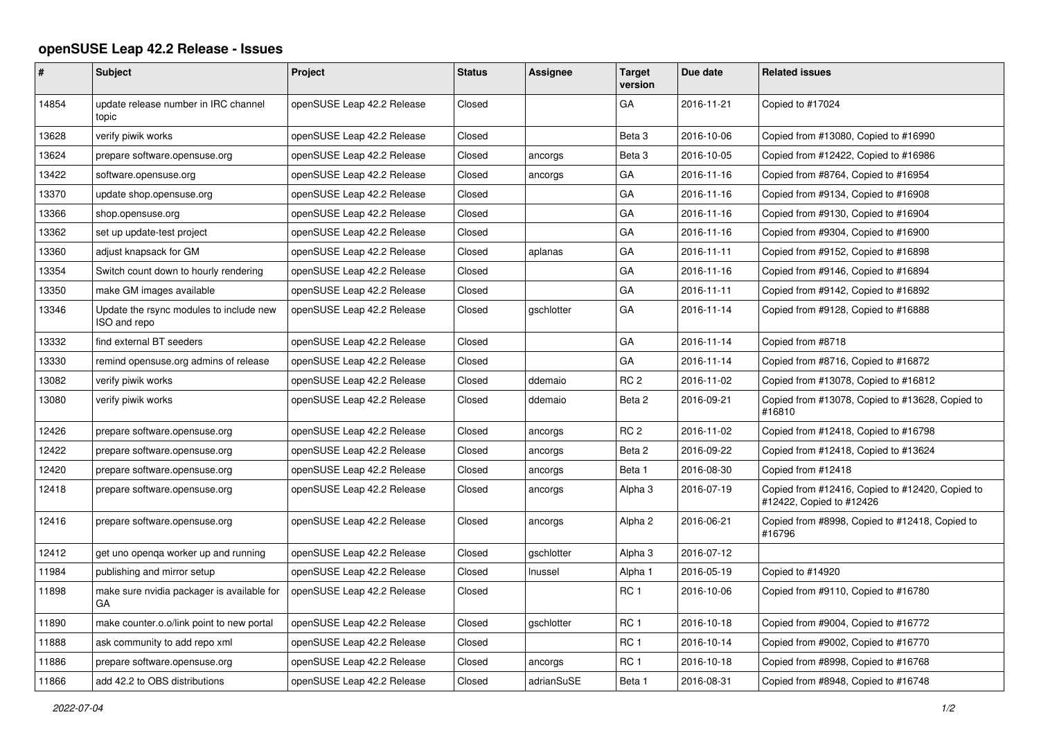# openSUSE Leap 42.2 Release - Issues

| # | Subject | Project | Status | Assignee | Target version | Due date | Related issues |
|---|---|---|---|---|---|---|---|
| 14854 | update release number in IRC channel topic | openSUSE Leap 42.2 Release | Closed | | GA | 2016-11-21 | Copied to #17024 |
| 13628 | verify piwik works | openSUSE Leap 42.2 Release | Closed | | Beta 3 | 2016-10-06 | Copied from #13080, Copied to #16990 |
| 13624 | prepare software.opensuse.org | openSUSE Leap 42.2 Release | Closed | ancorgs | Beta 3 | 2016-10-05 | Copied from #12422, Copied to #16986 |
| 13422 | software.opensuse.org | openSUSE Leap 42.2 Release | Closed | ancorgs | GA | 2016-11-16 | Copied from #8764, Copied to #16954 |
| 13370 | update shop.opensuse.org | openSUSE Leap 42.2 Release | Closed | | GA | 2016-11-16 | Copied from #9134, Copied to #16908 |
| 13366 | shop.opensuse.org | openSUSE Leap 42.2 Release | Closed | | GA | 2016-11-16 | Copied from #9130, Copied to #16904 |
| 13362 | set up update-test project | openSUSE Leap 42.2 Release | Closed | | GA | 2016-11-16 | Copied from #9304, Copied to #16900 |
| 13360 | adjust knapsack for GM | openSUSE Leap 42.2 Release | Closed | aplanas | GA | 2016-11-11 | Copied from #9152, Copied to #16898 |
| 13354 | Switch count down to hourly rendering | openSUSE Leap 42.2 Release | Closed | | GA | 2016-11-16 | Copied from #9146, Copied to #16894 |
| 13350 | make GM images available | openSUSE Leap 42.2 Release | Closed | | GA | 2016-11-11 | Copied from #9142, Copied to #16892 |
| 13346 | Update the rsync modules to include new ISO and repo | openSUSE Leap 42.2 Release | Closed | gschlotter | GA | 2016-11-14 | Copied from #9128, Copied to #16888 |
| 13332 | find external BT seeders | openSUSE Leap 42.2 Release | Closed | | GA | 2016-11-14 | Copied from #8718 |
| 13330 | remind opensuse.org admins of release | openSUSE Leap 42.2 Release | Closed | | GA | 2016-11-14 | Copied from #8716, Copied to #16872 |
| 13082 | verify piwik works | openSUSE Leap 42.2 Release | Closed | ddemaio | RC 2 | 2016-11-02 | Copied from #13078, Copied to #16812 |
| 13080 | verify piwik works | openSUSE Leap 42.2 Release | Closed | ddemaio | Beta 2 | 2016-09-21 | Copied from #13078, Copied to #13628, Copied to #16810 |
| 12426 | prepare software.opensuse.org | openSUSE Leap 42.2 Release | Closed | ancorgs | RC 2 | 2016-11-02 | Copied from #12418, Copied to #16798 |
| 12422 | prepare software.opensuse.org | openSUSE Leap 42.2 Release | Closed | ancorgs | Beta 2 | 2016-09-22 | Copied from #12418, Copied to #13624 |
| 12420 | prepare software.opensuse.org | openSUSE Leap 42.2 Release | Closed | ancorgs | Beta 1 | 2016-08-30 | Copied from #12418 |
| 12418 | prepare software.opensuse.org | openSUSE Leap 42.2 Release | Closed | ancorgs | Alpha 3 | 2016-07-19 | Copied from #12416, Copied to #12420, Copied to #12422, Copied to #12426 |
| 12416 | prepare software.opensuse.org | openSUSE Leap 42.2 Release | Closed | ancorgs | Alpha 2 | 2016-06-21 | Copied from #8998, Copied to #12418, Copied to #16796 |
| 12412 | get uno openqa worker up and running | openSUSE Leap 42.2 Release | Closed | gschlotter | Alpha 3 | 2016-07-12 | |
| 11984 | publishing and mirror setup | openSUSE Leap 42.2 Release | Closed | lnussel | Alpha 1 | 2016-05-19 | Copied to #14920 |
| 11898 | make sure nvidia packager is available for GA | openSUSE Leap 42.2 Release | Closed | | RC 1 | 2016-10-06 | Copied from #9110, Copied to #16780 |
| 11890 | make counter.o.o/link point to new portal | openSUSE Leap 42.2 Release | Closed | gschlotter | RC 1 | 2016-10-18 | Copied from #9004, Copied to #16772 |
| 11888 | ask community to add repo xml | openSUSE Leap 42.2 Release | Closed | | RC 1 | 2016-10-14 | Copied from #9002, Copied to #16770 |
| 11886 | prepare software.opensuse.org | openSUSE Leap 42.2 Release | Closed | ancorgs | RC 1 | 2016-10-18 | Copied from #8998, Copied to #16768 |
| 11866 | add 42.2 to OBS distributions | openSUSE Leap 42.2 Release | Closed | adrianSuSE | Beta 1 | 2016-08-31 | Copied from #8948, Copied to #16748 |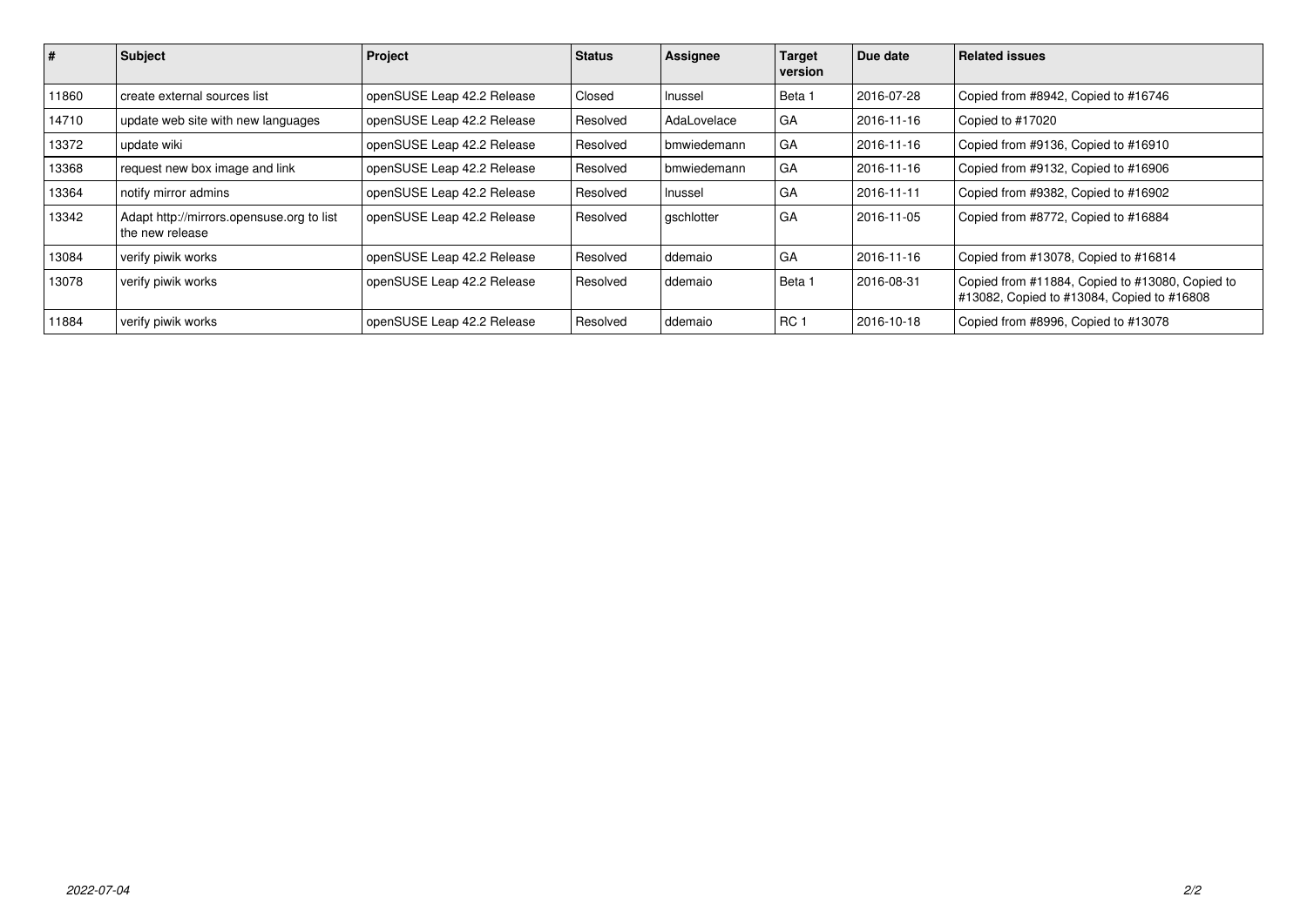| # | Subject | Project | Status | Assignee | Target version | Due date | Related issues |
|---|---|---|---|---|---|---|---|
| 11860 | create external sources list | openSUSE Leap 42.2 Release | Closed | lnussel | Beta 1 | 2016-07-28 | Copied from #8942, Copied to #16746 |
| 14710 | update web site with new languages | openSUSE Leap 42.2 Release | Resolved | AdaLovelace | GA | 2016-11-16 | Copied to #17020 |
| 13372 | update wiki | openSUSE Leap 42.2 Release | Resolved | bmwiedemann | GA | 2016-11-16 | Copied from #9136, Copied to #16910 |
| 13368 | request new box image and link | openSUSE Leap 42.2 Release | Resolved | bmwiedemann | GA | 2016-11-16 | Copied from #9132, Copied to #16906 |
| 13364 | notify mirror admins | openSUSE Leap 42.2 Release | Resolved | lnussel | GA | 2016-11-11 | Copied from #9382, Copied to #16902 |
| 13342 | Adapt http://mirrors.opensuse.org to list the new release | openSUSE Leap 42.2 Release | Resolved | gschlotter | GA | 2016-11-05 | Copied from #8772, Copied to #16884 |
| 13084 | verify piwik works | openSUSE Leap 42.2 Release | Resolved | ddemaio | GA | 2016-11-16 | Copied from #13078, Copied to #16814 |
| 13078 | verify piwik works | openSUSE Leap 42.2 Release | Resolved | ddemaio | Beta 1 | 2016-08-31 | Copied from #11884, Copied to #13080, Copied to #13082, Copied to #13084, Copied to #16808 |
| 11884 | verify piwik works | openSUSE Leap 42.2 Release | Resolved | ddemaio | RC 1 | 2016-10-18 | Copied from #8996, Copied to #13078 |